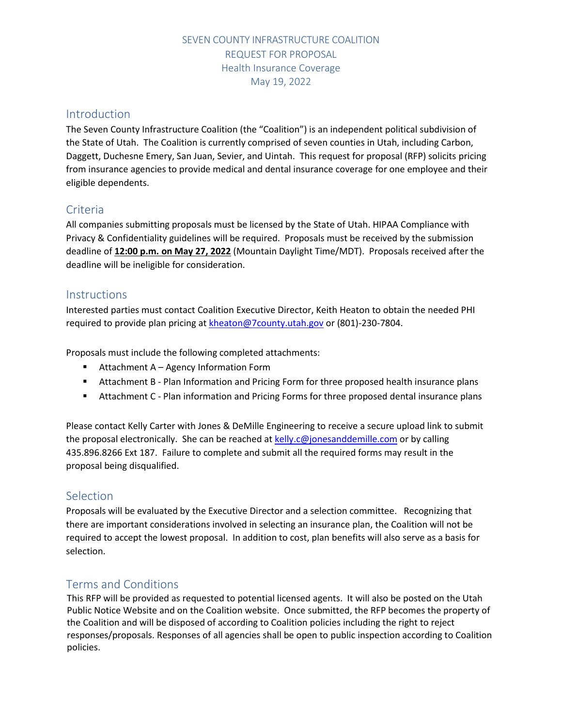# SEVEN COUNTY INFRASTRUCTURE COALITION
# REQUEST FOR PROPOSAL
# Health Insurance Coverage
# May 19, 2022

## Introduction

The Seven County Infrastructure Coalition (the "Coalition") is an independent political subdivision of the State of Utah. The Coalition is currently comprised of seven counties in Utah, including Carbon, Daggett, Duchesne Emery, San Juan, Sevier, and Uintah. This request for proposal (RFP) solicits pricing from insurance agencies to provide medical and dental insurance coverage for one employee and their eligible dependents.

## Criteria

All companies submitting proposals must be licensed by the State of Utah. HIPAA Compliance with Privacy & Confidentiality guidelines will be required. Proposals must be received by the submission deadline of **12:00 p.m. on May 27, 2022** (Mountain Daylight Time/MDT). Proposals received after the deadline will be ineligible for consideration.

## Instructions

Interested parties must contact Coalition Executive Director, Keith Heaton to obtain the needed PHI required to provide plan pricing at kheaton@7county.utah.gov or (801)-230-7804.

Proposals must include the following completed attachments:

- Attachment A – Agency Information Form
- Attachment B - Plan Information and Pricing Form for three proposed health insurance plans
- Attachment C - Plan information and Pricing Forms for three proposed dental insurance plans

Please contact Kelly Carter with Jones & DeMille Engineering to receive a secure upload link to submit the proposal electronically. She can be reached at kelly.c@jonesanddemille.com or by calling 435.896.8266 Ext 187. Failure to complete and submit all the required forms may result in the proposal being disqualified.

## Selection

Proposals will be evaluated by the Executive Director and a selection committee. Recognizing that there are important considerations involved in selecting an insurance plan, the Coalition will not be required to accept the lowest proposal. In addition to cost, plan benefits will also serve as a basis for selection.

## Terms and Conditions

This RFP will be provided as requested to potential licensed agents. It will also be posted on the Utah Public Notice Website and on the Coalition website. Once submitted, the RFP becomes the property of the Coalition and will be disposed of according to Coalition policies including the right to reject responses/proposals. Responses of all agencies shall be open to public inspection according to Coalition policies.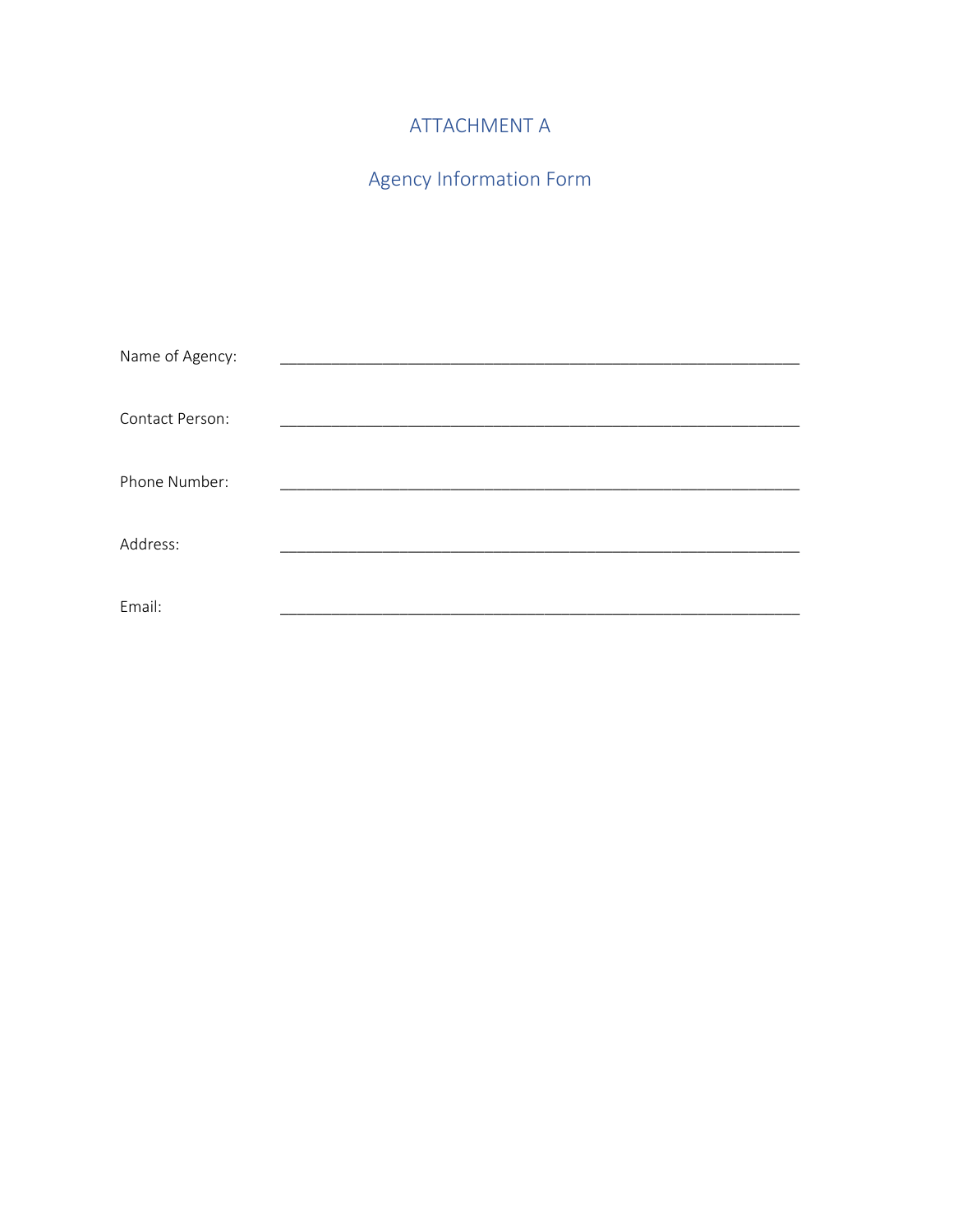# ATTACHMENT A

## Agency Information Form

Name of Agency: ____________________________________________________________

Contact Person: ____________________________________________________________

Phone Number: ____________________________________________________________

Address: ____________________________________________________________

Email: ____________________________________________________________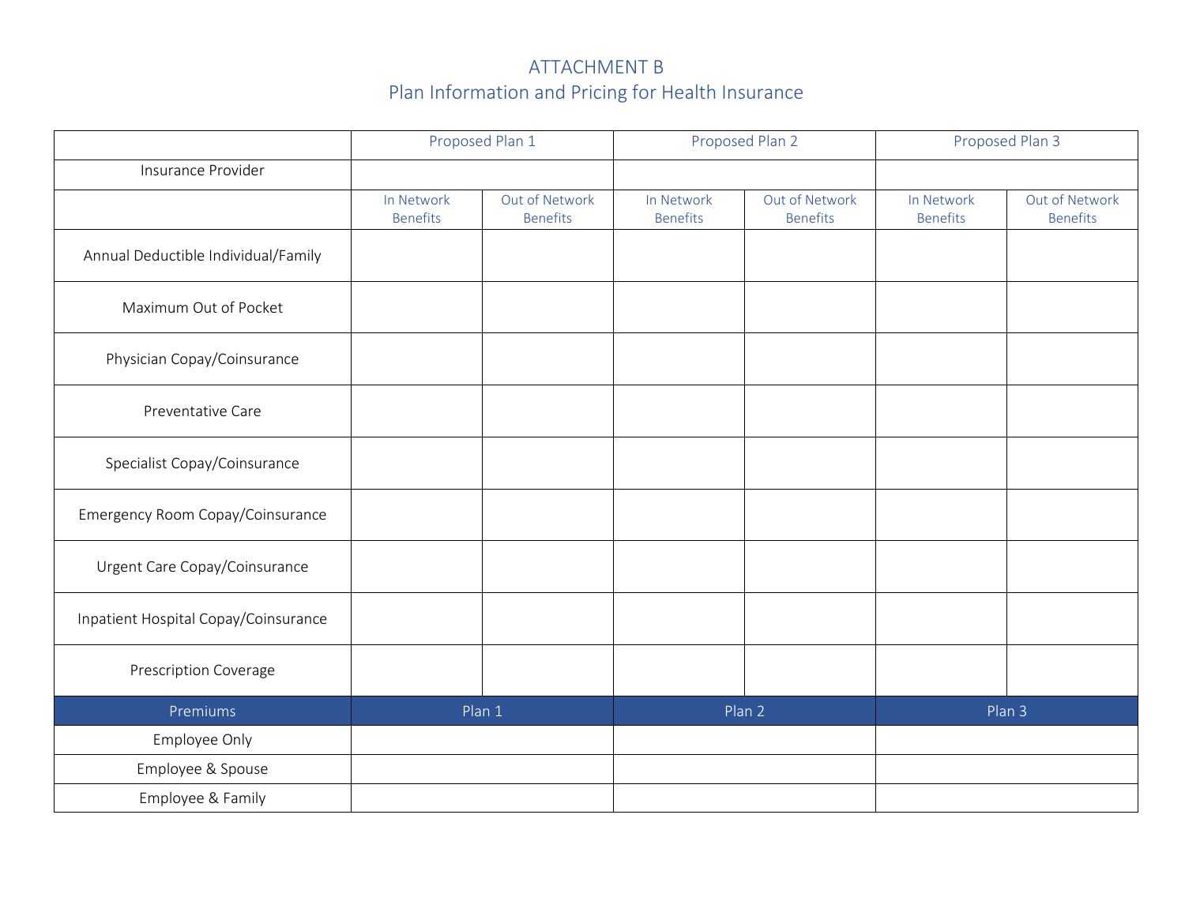# ATTACHMENT B
## Plan Information and Pricing for Health Insurance

| | Proposed Plan 1 | | Proposed Plan 2 | | Proposed Plan 3 | |
|---|---|---|---|---|---|---|
| Insurance Provider | | | | | | |
| | In Network Benefits | Out of Network Benefits | In Network Benefits | Out of Network Benefits | In Network Benefits | Out of Network Benefits |
| Annual Deductible Individual/Family | | | | | | |
| Maximum Out of Pocket | | | | | | |
| Physician Copay/Coinsurance | | | | | | |
| Preventative Care | | | | | | |
| Specialist Copay/Coinsurance | | | | | | |
| Emergency Room Copay/Coinsurance | | | | | | |
| Urgent Care Copay/Coinsurance | | | | | | |
| Inpatient Hospital Copay/Coinsurance | | | | | | |
| Prescription Coverage | | | | | | |
| **Premiums** | **Plan 1** | | **Plan 2** | | **Plan 3** | |
| Employee Only | | | | | | |
| Employee & Spouse | | | | | | |
| Employee & Family | | | | | | |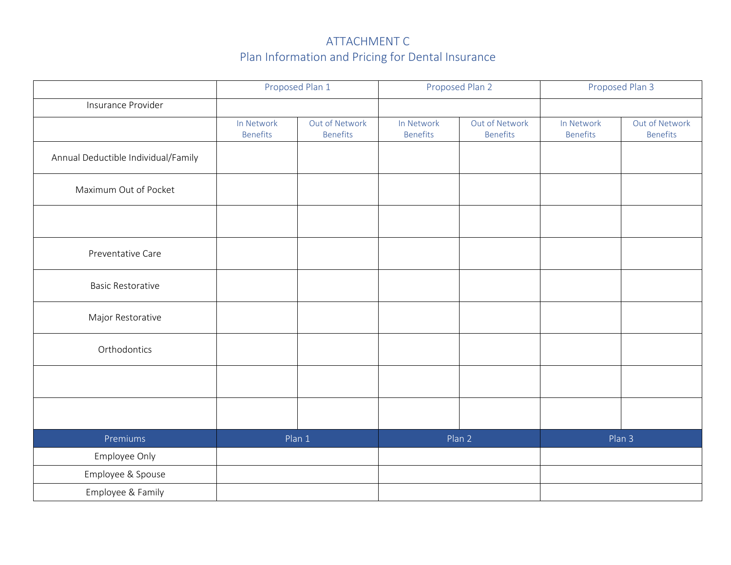# ATTACHMENT C
## Plan Information and Pricing for Dental Insurance

| | Proposed Plan 1 | | Proposed Plan 2 | | Proposed Plan 3 | |
|---|---|---|---|---|---|---|
| Insurance Provider | | | | | | |
| | In Network Benefits | Out of Network Benefits | In Network Benefits | Out of Network Benefits | In Network Benefits | Out of Network Benefits |
| Annual Deductible Individual/Family | | | | | | |
| Maximum Out of Pocket | | | | | | |
| | | | | | | |
| Preventative Care | | | | | | |
| Basic Restorative | | | | | | |
| Major Restorative | | | | | | |
| Orthodontics | | | | | | |
| | | | | | | |
| | | | | | | |

| Premiums | Plan 1 | Plan 2 | Plan 3 |
|---|---|---|---|
| Employee Only | | | |
| Employee & Spouse | | | |
| Employee & Family | | | |